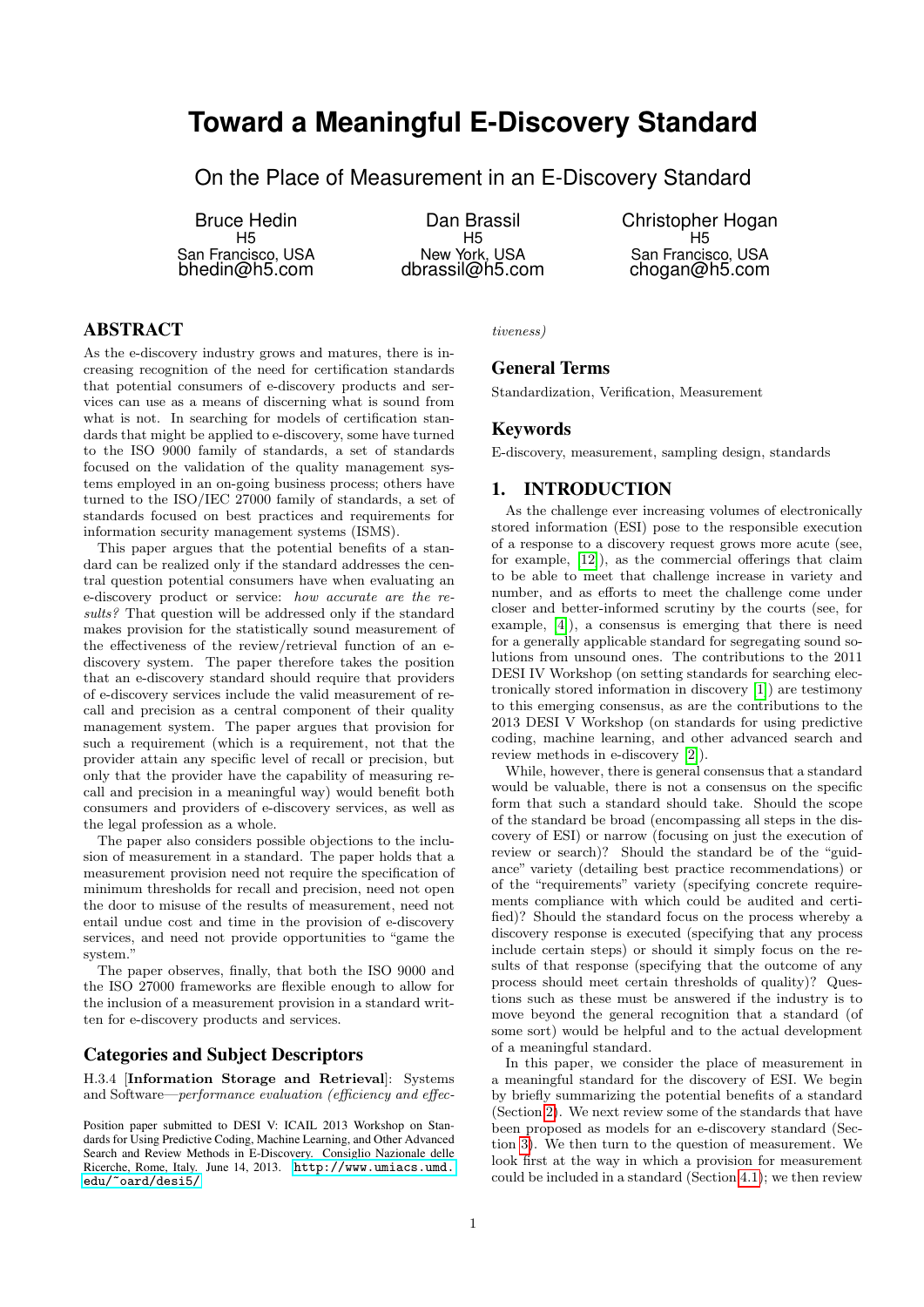# Toward a Meaningful E-Discovery Standard

## On the Place of Measurement in an E-Discovery Standard

Bruce Hedin
H5
San Francisco, USA
bhedin@h5.com

Dan Brassil
H5
New York, USA
dbrassil@h5.com

Christopher Hogan
H5
San Francisco, USA
chogan@h5.com

## ABSTRACT

As the e-discovery industry grows and matures, there is increasing recognition of the need for certification standards that potential consumers of e-discovery products and services can use as a means of discerning what is sound from what is not. In searching for models of certification standards that might be applied to e-discovery, some have turned to the ISO 9000 family of standards, a set of standards focused on the validation of the quality management systems employed in an on-going business process; others have turned to the ISO/IEC 27000 family of standards, a set of standards focused on best practices and requirements for information security management systems (ISMS).

This paper argues that the potential benefits of a standard can be realized only if the standard addresses the central question potential consumers have when evaluating an e-discovery product or service: *how accurate are the results?* That question will be addressed only if the standard makes provision for the statistically sound measurement of the effectiveness of the review/retrieval function of an e-discovery system. The paper therefore takes the position that an e-discovery standard should require that providers of e-discovery services include the valid measurement of recall and precision as a central component of their quality management system. The paper argues that provision for such a requirement (which is a requirement, not that the provider attain any specific level of recall or precision, but only that the provider have the capability of measuring recall and precision in a meaningful way) would benefit both consumers and providers of e-discovery services, as well as the legal profession as a whole.

The paper also considers possible objections to the inclusion of measurement in a standard. The paper holds that a measurement provision need not require the specification of minimum thresholds for recall and precision, need not open the door to misuse of the results of measurement, need not entail undue cost and time in the provision of e-discovery services, and need not provide opportunities to "game the system."

The paper observes, finally, that both the ISO 9000 and the ISO 27000 frameworks are flexible enough to allow for the inclusion of a measurement provision in a standard written for e-discovery products and services.

### Categories and Subject Descriptors

H.3.4 [**Information Storage and Retrieval**]: Systems and Software—*performance evaluation (efficiency and effectiveness)*

### General Terms

Standardization, Verification, Measurement

### Keywords

E-discovery, measurement, sampling design, standards

Position paper submitted to DESI V: ICAIL 2013 Workshop on Standards for Using Predictive Coding, Machine Learning, and Other Advanced Search and Review Methods in E-Discovery. Consiglio Nazionale delle Ricerche, Rome, Italy. June 14, 2013. http://www.umiacs.umd.edu/~oard/desi5/

## 1. INTRODUCTION

As the challenge ever increasing volumes of electronically stored information (ESI) pose to the responsible execution of a response to a discovery request grows more acute (see, for example, [12]), as the commercial offerings that claim to be able to meet that challenge increase in variety and number, and as efforts to meet the challenge come under closer and better-informed scrutiny by the courts (see, for example, [4]), a consensus is emerging that there is need for a generally applicable standard for segregating sound solutions from unsound ones. The contributions to the 2011 DESI IV Workshop (on setting standards for searching electronically stored information in discovery [1]) are testimony to this emerging consensus, as are the contributions to the 2013 DESI V Workshop (on standards for using predictive coding, machine learning, and other advanced search and review methods in e-discovery [2]).

While, however, there is general consensus that a standard would be valuable, there is not a consensus on the specific form that such a standard should take. Should the scope of the standard be broad (encompassing all steps in the discovery of ESI) or narrow (focusing on just the execution of review or search)? Should the standard be of the "guidance" variety (detailing best practice recommendations) or of the "requirements" variety (specifying concrete requirements compliance with which could be audited and certified)? Should the standard focus on the process whereby a discovery response is executed (specifying that any process include certain steps) or should it simply focus on the results of that response (specifying that the outcome of any process should meet certain thresholds of quality)? Questions such as these must be answered if the industry is to move beyond the general recognition that a standard (of some sort) would be helpful and to the actual development of a meaningful standard.

In this paper, we consider the place of measurement in a meaningful standard for the discovery of ESI. We begin by briefly summarizing the potential benefits of a standard (Section 2). We next review some of the standards that have been proposed as models for an e-discovery standard (Section 3). We then turn to the question of measurement. We look first at the way in which a provision for measurement could be included in a standard (Section 4.1); we then review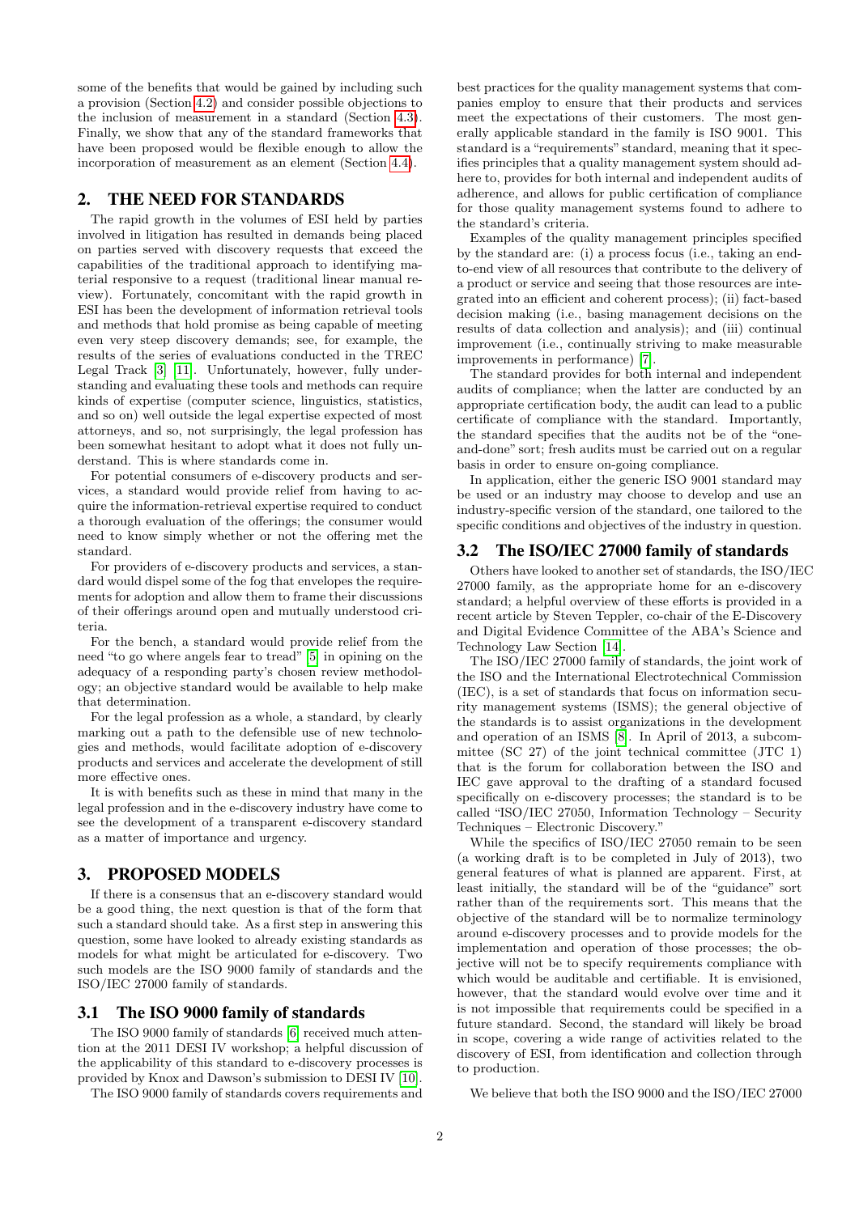some of the benefits that would be gained by including such a provision (Section 4.2) and consider possible objections to the inclusion of measurement in a standard (Section 4.3). Finally, we show that any of the standard frameworks that have been proposed would be flexible enough to allow the incorporation of measurement as an element (Section 4.4).

## 2. THE NEED FOR STANDARDS

The rapid growth in the volumes of ESI held by parties involved in litigation has resulted in demands being placed on parties served with discovery requests that exceed the capabilities of the traditional approach to identifying material responsive to a request (traditional linear manual review). Fortunately, concomitant with the rapid growth in ESI has been the development of information retrieval tools and methods that hold promise as being capable of meeting even very steep discovery demands; see, for example, the results of the series of evaluations conducted in the TREC Legal Track [3] [11]. Unfortunately, however, fully understanding and evaluating these tools and methods can require kinds of expertise (computer science, linguistics, statistics, and so on) well outside the legal expertise expected of most attorneys, and so, not surprisingly, the legal profession has been somewhat hesitant to adopt what it does not fully understand. This is where standards come in.

For potential consumers of e-discovery products and services, a standard would provide relief from having to acquire the information-retrieval expertise required to conduct a thorough evaluation of the offerings; the consumer would need to know simply whether or not the offering met the standard.

For providers of e-discovery products and services, a standard would dispel some of the fog that envelopes the requirements for adoption and allow them to frame their discussions of their offerings around open and mutually understood criteria.

For the bench, a standard would provide relief from the need "to go where angels fear to tread" [5] in opining on the adequacy of a responding party's chosen review methodology; an objective standard would be available to help make that determination.

For the legal profession as a whole, a standard, by clearly marking out a path to the defensible use of new technologies and methods, would facilitate adoption of e-discovery products and services and accelerate the development of still more effective ones.

It is with benefits such as these in mind that many in the legal profession and in the e-discovery industry have come to see the development of a transparent e-discovery standard as a matter of importance and urgency.

## 3. PROPOSED MODELS

If there is a consensus that an e-discovery standard would be a good thing, the next question is that of the form that such a standard should take. As a first step in answering this question, some have looked to already existing standards as models for what might be articulated for e-discovery. Two such models are the ISO 9000 family of standards and the ISO/IEC 27000 family of standards.

### 3.1 The ISO 9000 family of standards

The ISO 9000 family of standards [6] received much attention at the 2011 DESI IV workshop; a helpful discussion of the applicability of this standard to e-discovery processes is provided by Knox and Dawson's submission to DESI IV [10].

The ISO 9000 family of standards covers requirements and best practices for the quality management systems that companies employ to ensure that their products and services meet the expectations of their customers. The most generally applicable standard in the family is ISO 9001. This standard is a "requirements" standard, meaning that it specifies principles that a quality management system should adhere to, provides for both internal and independent audits of adherence, and allows for public certification of compliance for those quality management systems found to adhere to the standard's criteria.

Examples of the quality management principles specified by the standard are: (i) a process focus (i.e., taking an end-to-end view of all resources that contribute to the delivery of a product or service and seeing that those resources are integrated into an efficient and coherent process); (ii) fact-based decision making (i.e., basing management decisions on the results of data collection and analysis); and (iii) continual improvement (i.e., continually striving to make measurable improvements in performance) [7].

The standard provides for both internal and independent audits of compliance; when the latter are conducted by an appropriate certification body, the audit can lead to a public certificate of compliance with the standard. Importantly, the standard specifies that the audits not be of the "one-and-done" sort; fresh audits must be carried out on a regular basis in order to ensure on-going compliance.

In application, either the generic ISO 9001 standard may be used or an industry may choose to develop and use an industry-specific version of the standard, one tailored to the specific conditions and objectives of the industry in question.

### 3.2 The ISO/IEC 27000 family of standards

Others have looked to another set of standards, the ISO/IEC 27000 family, as the appropriate home for an e-discovery standard; a helpful overview of these efforts is provided in a recent article by Steven Teppler, co-chair of the E-Discovery and Digital Evidence Committee of the ABA's Science and Technology Law Section [14].

The ISO/IEC 27000 family of standards, the joint work of the ISO and the International Electrotechnical Commission (IEC), is a set of standards that focus on information security management systems (ISMS); the general objective of the standards is to assist organizations in the development and operation of an ISMS [8]. In April of 2013, a subcommittee (SC 27) of the joint technical committee (JTC 1) that is the forum for collaboration between the ISO and IEC gave approval to the drafting of a standard focused specifically on e-discovery processes; the standard is to be called "ISO/IEC 27050, Information Technology – Security Techniques – Electronic Discovery."

While the specifics of ISO/IEC 27050 remain to be seen (a working draft is to be completed in July of 2013), two general features of what is planned are apparent. First, at least initially, the standard will be of the "guidance" sort rather than of the requirements sort. This means that the objective of the standard will be to normalize terminology around e-discovery processes and to provide models for the implementation and operation of those processes; the objective will not be to specify requirements compliance with which would be auditable and certifiable. It is envisioned, however, that the standard would evolve over time and it is not impossible that requirements could be specified in a future standard. Second, the standard will likely be broad in scope, covering a wide range of activities related to the discovery of ESI, from identification and collection through to production.

We believe that both the ISO 9000 and the ISO/IEC 27000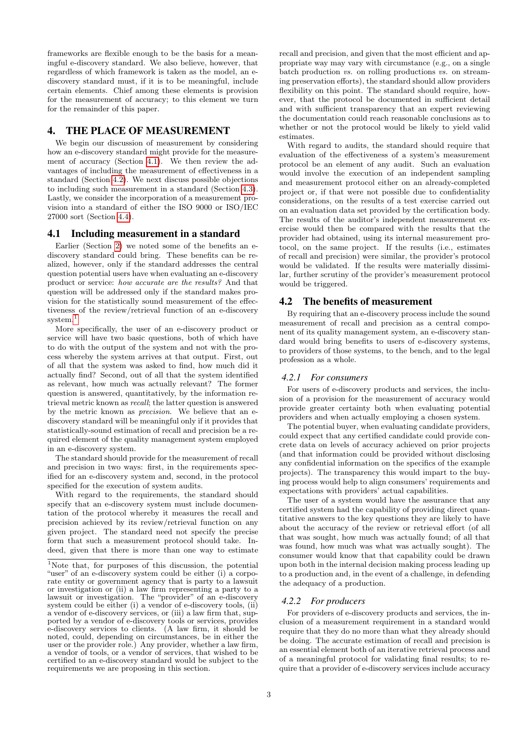frameworks are flexible enough to be the basis for a meaningful e-discovery standard. We also believe, however, that regardless of which framework is taken as the model, an e-discovery standard must, if it is to be meaningful, include certain elements. Chief among these elements is provision for the measurement of accuracy; to this element we turn for the remainder of this paper.

# 4. THE PLACE OF MEASUREMENT

We begin our discussion of measurement by considering how an e-discovery standard might provide for the measurement of accuracy (Section 4.1). We then review the advantages of including the measurement of effectiveness in a standard (Section 4.2). We next discuss possible objections to including such measurement in a standard (Section 4.3). Lastly, we consider the incorporation of a measurement provision into a standard of either the ISO 9000 or ISO/IEC 27000 sort (Section 4.4).

## 4.1 Including measurement in a standard

Earlier (Section 2) we noted some of the benefits an e-discovery standard could bring. These benefits can be realized, however, only if the standard addresses the central question potential users have when evaluating an e-discovery product or service: *how accurate are the results?* And that question will be addressed only if the standard makes provision for the statistically sound measurement of the effectiveness of the review/retrieval function of an e-discovery system.[1]

More specifically, the user of an e-discovery product or service will have two basic questions, both of which have to do with the output of the system and not with the process whereby the system arrives at that output. First, out of all that the system was asked to find, how much did it actually find? Second, out of all that the system identified as relevant, how much was actually relevant? The former question is answered, quantitatively, by the information retrieval metric known as *recall*; the latter question is answered by the metric known as *precision*. We believe that an e-discovery standard will be meaningful only if it provides that statistically-sound estimation of recall and precision be a required element of the quality management system employed in an e-discovery system.

The standard should provide for the measurement of recall and precision in two ways: first, in the requirements specified for an e-discovery system and, second, in the protocol specified for the execution of system audits.

With regard to the requirements, the standard should specify that an e-discovery system must include documentation of the protocol whereby it measures the recall and precision achieved by its review/retrieval function on any given project. The standard need not specify the precise form that such a measurement protocol should take. Indeed, given that there is more than one way to estimate recall and precision, and given that the most efficient and appropriate way may vary with circumstance (e.g., on a single batch production *vs.* on rolling productions *vs.* on streaming preservation efforts), the standard should allow providers flexibility on this point. The standard should require, however, that the protocol be documented in sufficient detail and with sufficient transparency that an expert reviewing the documentation could reach reasonable conclusions as to whether or not the protocol would be likely to yield valid estimates.

With regard to audits, the standard should require that evaluation of the effectiveness of a system's measurement protocol be an element of any audit. Such an evaluation would involve the execution of an independent sampling and measurement protocol either on an already-completed project or, if that were not possible due to confidentiality considerations, on the results of a test exercise carried out on an evaluation data set provided by the certification body. The results of the auditor's independent measurement exercise would then be compared with the results that the provider had obtained, using its internal measurement protocol, on the same project. If the results (i.e., estimates of recall and precision) were similar, the provider's protocol would be validated. If the results were materially dissimilar, further scrutiny of the provider's measurement protocol would be triggered.

## 4.2 The benefits of measurement

By requiring that an e-discovery process include the sound measurement of recall and precision as a central component of its quality management system, an e-discovery standard would bring benefits to users of e-discovery systems, to providers of those systems, to the bench, and to the legal profession as a whole.

### *4.2.1 For consumers*

For users of e-discovery products and services, the inclusion of a provision for the measurement of accuracy would provide greater certainty both when evaluating potential providers and when actually employing a chosen system.

The potential buyer, when evaluating candidate providers, could expect that any certified candidate could provide concrete data on levels of accuracy achieved on prior projects (and that information could be provided without disclosing any confidential information on the specifics of the example projects). The transparency this would impart to the buying process would help to align consumers' requirements and expectations with providers' actual capabilities.

The user of a system would have the assurance that any certified system had the capability of providing direct quantitative answers to the key questions they are likely to have about the accuracy of the review or retrieval effort (of all that was sought, how much was actually found; of all that was found, how much was what was actually sought). The consumer would know that that capability could be drawn upon both in the internal decision making process leading up to a production and, in the event of a challenge, in defending the adequacy of a production.

### *4.2.2 For producers*

For providers of e-discovery products and services, the inclusion of a measurement requirement in a standard would require that they do no more than what they already should be doing. The accurate estimation of recall and precision is an essential element both of an iterative retrieval process and of a meaningful protocol for validating final results; to require that a provider of e-discovery services include accuracy

[1] Note that, for purposes of this discussion, the potential "user" of an e-discovery system could be either (i) a corporate entity or government agency that is party to a lawsuit or investigation or (ii) a law firm representing a party to a lawsuit or investigation. The "provider" of an e-discovery system could be either (i) a vendor of e-discovery tools, (ii) a vendor of e-discovery services, or (iii) a law firm that, supported by a vendor of e-discovery tools or services, provides e-discovery services to clients. (A law firm, it should be noted, could, depending on circumstances, be in either the user or the provider role.) Any provider, whether a law firm, a vendor of tools, or a vendor of services, that wished to be certified to an e-discovery standard would be subject to the requirements we are proposing in this section.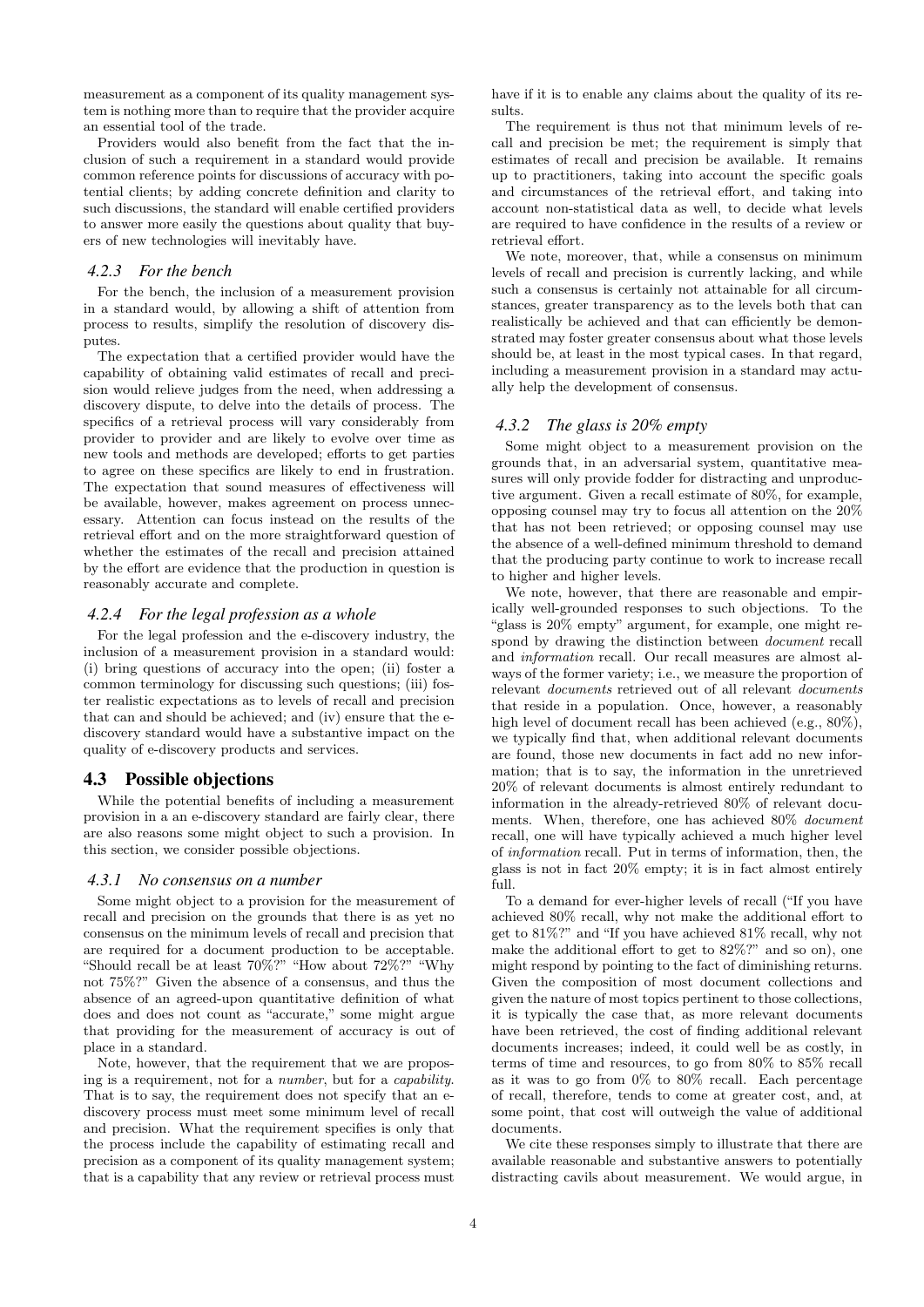measurement as a component of its quality management system is nothing more than to require that the provider acquire an essential tool of the trade.

Providers would also benefit from the fact that the inclusion of such a requirement in a standard would provide common reference points for discussions of accuracy with potential clients; by adding concrete definition and clarity to such discussions, the standard will enable certified providers to answer more easily the questions about quality that buyers of new technologies will inevitably have.

#### *4.2.3 For the bench*

For the bench, the inclusion of a measurement provision in a standard would, by allowing a shift of attention from process to results, simplify the resolution of discovery disputes.

The expectation that a certified provider would have the capability of obtaining valid estimates of recall and precision would relieve judges from the need, when addressing a discovery dispute, to delve into the details of process. The specifics of a retrieval process will vary considerably from provider to provider and are likely to evolve over time as new tools and methods are developed; efforts to get parties to agree on these specifics are likely to end in frustration. The expectation that sound measures of effectiveness will be available, however, makes agreement on process unnecessary. Attention can focus instead on the results of the retrieval effort and on the more straightforward question of whether the estimates of the recall and precision attained by the effort are evidence that the production in question is reasonably accurate and complete.

#### *4.2.4 For the legal profession as a whole*

For the legal profession and the e-discovery industry, the inclusion of a measurement provision in a standard would: (i) bring questions of accuracy into the open; (ii) foster a common terminology for discussing such questions; (iii) foster realistic expectations as to levels of recall and precision that can and should be achieved; and (iv) ensure that the e-discovery standard would have a substantive impact on the quality of e-discovery products and services.

### 4.3 Possible objections

While the potential benefits of including a measurement provision in a an e-discovery standard are fairly clear, there are also reasons some might object to such a provision. In this section, we consider possible objections.

#### *4.3.1 No consensus on a number*

Some might object to a provision for the measurement of recall and precision on the grounds that there is as yet no consensus on the minimum levels of recall and precision that are required for a document production to be acceptable. "Should recall be at least 70%?" "How about 72%?" "Why not 75%?" Given the absence of a consensus, and thus the absence of an agreed-upon quantitative definition of what does and does not count as "accurate," some might argue that providing for the measurement of accuracy is out of place in a standard.

Note, however, that the requirement that we are proposing is a requirement, not for a *number*, but for a *capability*. That is to say, the requirement does not specify that an e-discovery process must meet some minimum level of recall and precision. What the requirement specifies is only that the process include the capability of estimating recall and precision as a component of its quality management system; that is a capability that any review or retrieval process must have if it is to enable any claims about the quality of its results.

The requirement is thus not that minimum levels of recall and precision be met; the requirement is simply that estimates of recall and precision be available. It remains up to practitioners, taking into account the specific goals and circumstances of the retrieval effort, and taking into account non-statistical data as well, to decide what levels are required to have confidence in the results of a review or retrieval effort.

We note, moreover, that, while a consensus on minimum levels of recall and precision is currently lacking, and while such a consensus is certainly not attainable for all circumstances, greater transparency as to the levels both that can realistically be achieved and that can efficiently be demonstrated may foster greater consensus about what those levels should be, at least in the most typical cases. In that regard, including a measurement provision in a standard may actually help the development of consensus.

#### *4.3.2 The glass is 20% empty*

Some might object to a measurement provision on the grounds that, in an adversarial system, quantitative measures will only provide fodder for distracting and unproductive argument. Given a recall estimate of 80%, for example, opposing counsel may try to focus all attention on the 20% that has not been retrieved; or opposing counsel may use the absence of a well-defined minimum threshold to demand that the producing party continue to work to increase recall to higher and higher levels.

We note, however, that there are reasonable and empirically well-grounded responses to such objections. To the "glass is 20% empty" argument, for example, one might respond by drawing the distinction between *document* recall and *information* recall. Our recall measures are almost always of the former variety; i.e., we measure the proportion of relevant *documents* retrieved out of all relevant *documents* that reside in a population. Once, however, a reasonably high level of document recall has been achieved (e.g., 80%), we typically find that, when additional relevant documents are found, those new documents in fact add no new information; that is to say, the information in the unretrieved 20% of relevant documents is almost entirely redundant to information in the already-retrieved 80% of relevant documents. When, therefore, one has achieved 80% *document* recall, one will have typically achieved a much higher level of *information* recall. Put in terms of information, then, the glass is not in fact 20% empty; it is in fact almost entirely full.

To a demand for ever-higher levels of recall ("If you have achieved 80% recall, why not make the additional effort to get to 81%?" and "If you have achieved 81% recall, why not make the additional effort to get to 82%?" and so on), one might respond by pointing to the fact of diminishing returns. Given the composition of most document collections and given the nature of most topics pertinent to those collections, it is typically the case that, as more relevant documents have been retrieved, the cost of finding additional relevant documents increases; indeed, it could well be as costly, in terms of time and resources, to go from 80% to 85% recall as it was to go from 0% to 80% recall. Each percentage of recall, therefore, tends to come at greater cost, and, at some point, that cost will outweigh the value of additional documents.

We cite these responses simply to illustrate that there are available reasonable and substantive answers to potentially distracting cavils about measurement. We would argue, in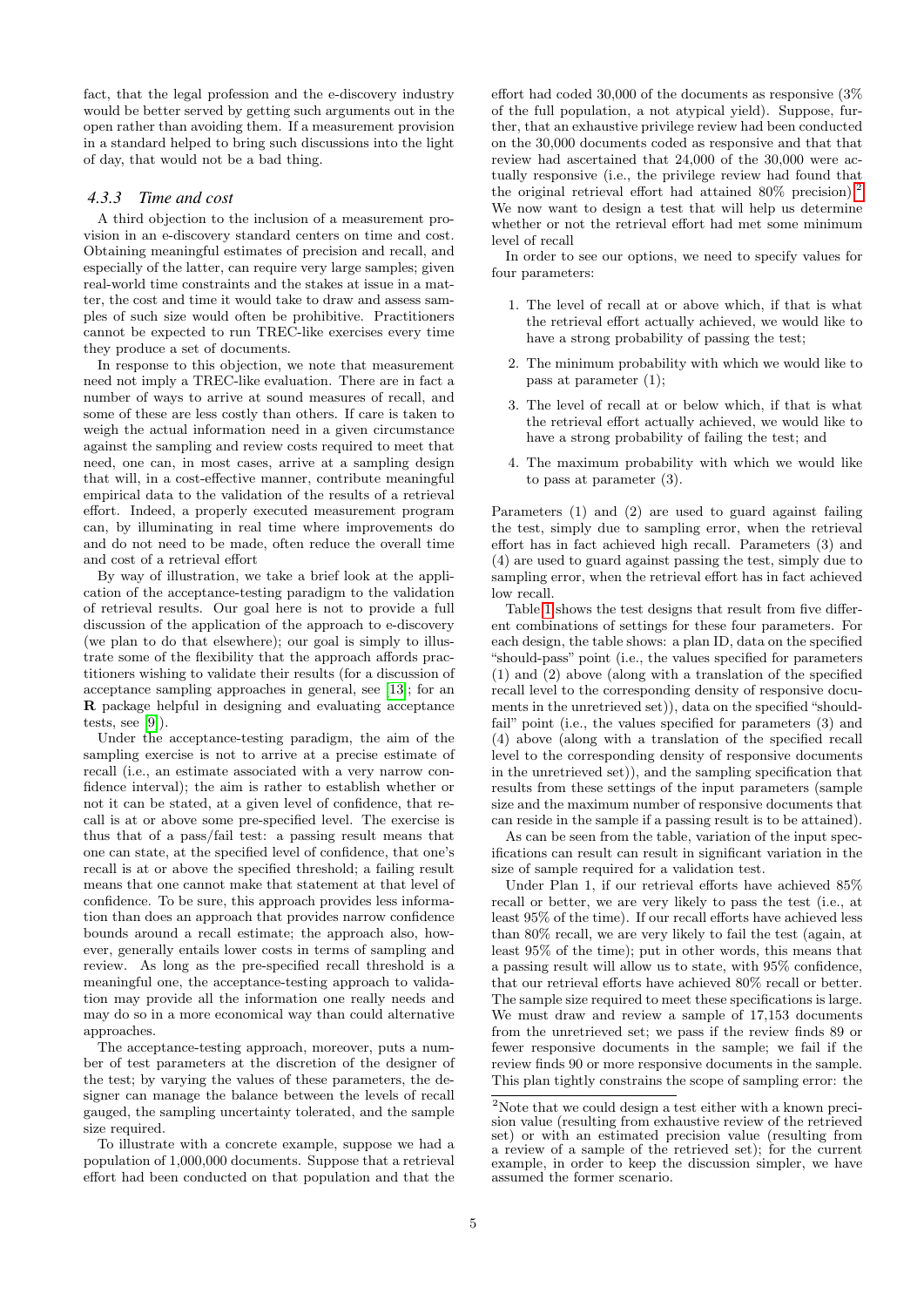fact, that the legal profession and the e-discovery industry would be better served by getting such arguments out in the open rather than avoiding them. If a measurement provision in a standard helped to bring such discussions into the light of day, that would not be a bad thing.

### *4.3.3 Time and cost*

A third objection to the inclusion of a measurement provision in an e-discovery standard centers on time and cost. Obtaining meaningful estimates of precision and recall, and especially of the latter, can require very large samples; given real-world time constraints and the stakes at issue in a matter, the cost and time it would take to draw and assess samples of such size would often be prohibitive. Practitioners cannot be expected to run TREC-like exercises every time they produce a set of documents.

In response to this objection, we note that measurement need not imply a TREC-like evaluation. There are in fact a number of ways to arrive at sound measures of recall, and some of these are less costly than others. If care is taken to weigh the actual information need in a given circumstance against the sampling and review costs required to meet that need, one can, in most cases, arrive at a sampling design that will, in a cost-effective manner, contribute meaningful empirical data to the validation of the results of a retrieval effort. Indeed, a properly executed measurement program can, by illuminating in real time where improvements do and do not need to be made, often reduce the overall time and cost of a retrieval effort

By way of illustration, we take a brief look at the application of the acceptance-testing paradigm to the validation of retrieval results. Our goal here is not to provide a full discussion of the application of the approach to e-discovery (we plan to do that elsewhere); our goal is simply to illustrate some of the flexibility that the approach affords practitioners wishing to validate their results (for a discussion of acceptance sampling approaches in general, see [13]; for an **R** package helpful in designing and evaluating acceptance tests, see [9]).

Under the acceptance-testing paradigm, the aim of the sampling exercise is not to arrive at a precise estimate of recall (i.e., an estimate associated with a very narrow confidence interval); the aim is rather to establish whether or not it can be stated, at a given level of confidence, that recall is at or above some pre-specified level. The exercise is thus that of a pass/fail test: a passing result means that one can state, at the specified level of confidence, that one's recall is at or above the specified threshold; a failing result means that one cannot make that statement at that level of confidence. To be sure, this approach provides less information than does an approach that provides narrow confidence bounds around a recall estimate; the approach also, however, generally entails lower costs in terms of sampling and review. As long as the pre-specified recall threshold is a meaningful one, the acceptance-testing approach to validation may provide all the information one really needs and may do so in a more economical way than could alternative approaches.

The acceptance-testing approach, moreover, puts a number of test parameters at the discretion of the designer of the test; by varying the values of these parameters, the designer can manage the balance between the levels of recall gauged, the sampling uncertainty tolerated, and the sample size required.

To illustrate with a concrete example, suppose we had a population of 1,000,000 documents. Suppose that a retrieval effort had been conducted on that population and that the effort had coded 30,000 of the documents as responsive (3% of the full population, a not atypical yield). Suppose, further, that an exhaustive privilege review had been conducted on the 30,000 documents coded as responsive and that that review had ascertained that 24,000 of the 30,000 were actually responsive (i.e., the privilege review had found that the original retrieval effort had attained 80% precision).[2] We now want to design a test that will help us determine whether or not the retrieval effort had met some minimum level of recall

In order to see our options, we need to specify values for four parameters:

1. The level of recall at or above which, if that is what the retrieval effort actually achieved, we would like to have a strong probability of passing the test;
2. The minimum probability with which we would like to pass at parameter (1);
3. The level of recall at or below which, if that is what the retrieval effort actually achieved, we would like to have a strong probability of failing the test; and
4. The maximum probability with which we would like to pass at parameter (3).

Parameters (1) and (2) are used to guard against failing the test, simply due to sampling error, when the retrieval effort has in fact achieved high recall. Parameters (3) and (4) are used to guard against passing the test, simply due to sampling error, when the retrieval effort has in fact achieved low recall.

Table 1 shows the test designs that result from five different combinations of settings for these four parameters. For each design, the table shows: a plan ID, data on the specified "should-pass" point (i.e., the values specified for parameters (1) and (2) above (along with a translation of the specified recall level to the corresponding density of responsive documents in the unretrieved set)), data on the specified "should-fail" point (i.e., the values specified for parameters (3) and (4) above (along with a translation of the specified recall level to the corresponding density of responsive documents in the unretrieved set)), and the sampling specification that results from these settings of the input parameters (sample size and the maximum number of responsive documents that can reside in the sample if a passing result is to be attained).

As can be seen from the table, variation of the input specifications can result can result in significant variation in the size of sample required for a validation test.

Under Plan 1, if our retrieval efforts have achieved 85% recall or better, we are very likely to pass the test (i.e., at least 95% of the time). If our recall efforts have achieved less than 80% recall, we are very likely to fail the test (again, at least 95% of the time); put in other words, this means that a passing result will allow us to state, with 95% confidence, that our retrieval efforts have achieved 80% recall or better. The sample size required to meet these specifications is large. We must draw and review a sample of 17,153 documents from the unretrieved set; we pass if the review finds 89 or fewer responsive documents in the sample; we fail if the review finds 90 or more responsive documents in the sample. This plan tightly constrains the scope of sampling error: the

[2] Note that we could design a test either with a known precision value (resulting from exhaustive review of the retrieved set) or with an estimated precision value (resulting from a review of a sample of the retrieved set); for the current example, in order to keep the discussion simpler, we have assumed the former scenario.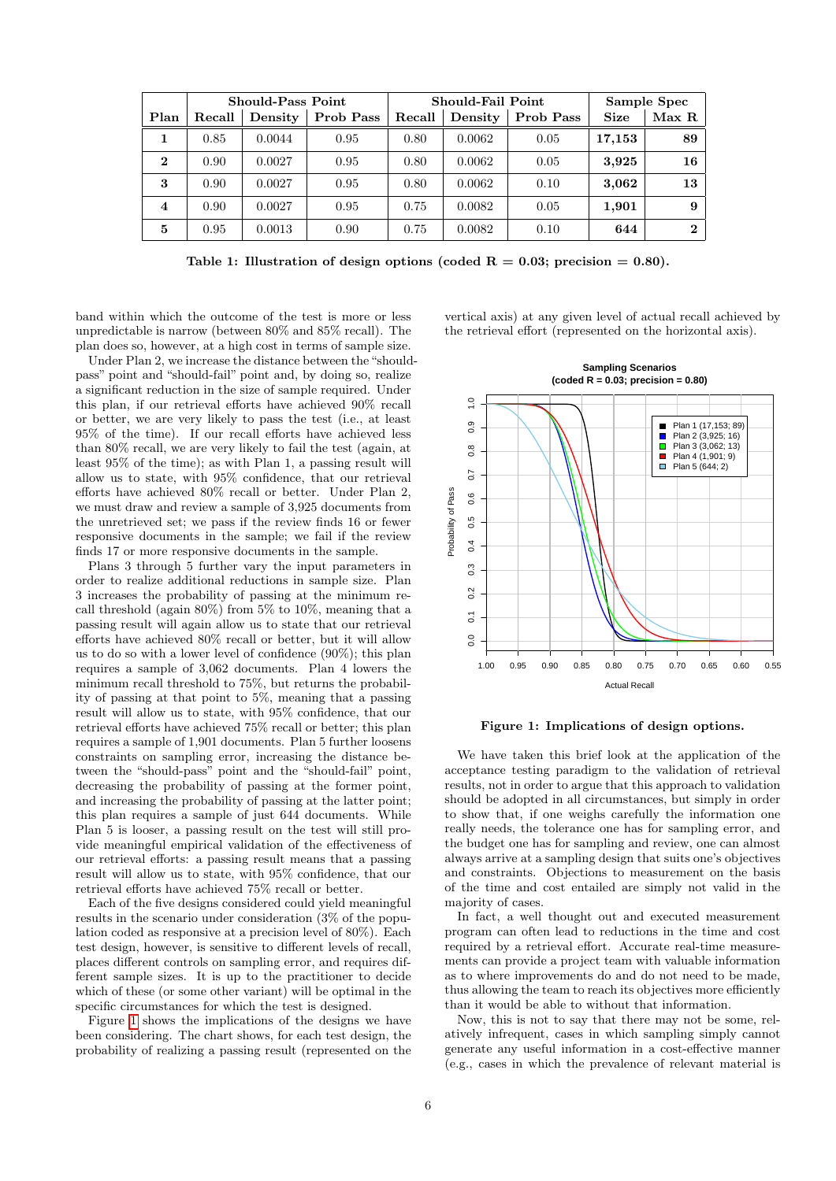| Plan | Should-Pass Point | | | Should-Fail Point | | | Sample Spec | |
|---|---|---|---|---|---|---|---|---|
| | Recall | Density | Prob Pass | Recall | Density | Prob Pass | Size | Max R |
| **1** | 0.85 | 0.0044 | 0.95 | 0.80 | 0.0062 | 0.05 | **17,153** | **89** |
| **2** | 0.90 | 0.0027 | 0.95 | 0.80 | 0.0062 | 0.05 | **3,925** | **16** |
| **3** | 0.90 | 0.0027 | 0.95 | 0.80 | 0.0062 | 0.10 | **3,062** | **13** |
| **4** | 0.90 | 0.0027 | 0.95 | 0.75 | 0.0082 | 0.05 | **1,901** | **9** |
| **5** | 0.95 | 0.0013 | 0.90 | 0.75 | 0.0082 | 0.10 | **644** | **2** |

**Table 1: Illustration of design options (coded R = 0.03; precision = 0.80).**

band within which the outcome of the test is more or less unpredictable is narrow (between 80% and 85% recall). The plan does so, however, at a high cost in terms of sample size.

Under Plan 2, we increase the distance between the "should-pass" point and "should-fail" point and, by doing so, realize a significant reduction in the size of sample required. Under this plan, if our retrieval efforts have achieved 90% recall or better, we are very likely to pass the test (i.e., at least 95% of the time). If our recall efforts have achieved less than 80% recall, we are very likely to fail the test (again, at least 95% of the time); as with Plan 1, a passing result will allow us to state, with 95% confidence, that our retrieval efforts have achieved 80% recall or better. Under Plan 2, we must draw and review a sample of 3,925 documents from the unretrieved set; we pass if the review finds 16 or fewer responsive documents in the sample; we fail if the review finds 17 or more responsive documents in the sample.

Plans 3 through 5 further vary the input parameters in order to realize additional reductions in sample size. Plan 3 increases the probability of passing at the minimum recall threshold (again 80%) from 5% to 10%, meaning that a passing result will again allow us to state that our retrieval efforts have achieved 80% recall or better, but it will allow us to do so with a lower level of confidence (90%); this plan requires a sample of 3,062 documents. Plan 4 lowers the minimum recall threshold to 75%, but returns the probability of passing at that point to 5%, meaning that a passing result will allow us to state, with 95% confidence, that our retrieval efforts have achieved 75% recall or better; this plan requires a sample of 1,901 documents. Plan 5 further loosens constraints on sampling error, increasing the distance between the "should-pass" point and the "should-fail" point, decreasing the probability of passing at the former point, and increasing the probability of passing at the latter point; this plan requires a sample of just 644 documents. While Plan 5 is looser, a passing result on the test will still provide meaningful empirical validation of the effectiveness of our retrieval efforts: a passing result means that a passing result will allow us to state, with 95% confidence, that our retrieval efforts have achieved 75% recall or better.

Each of the five designs considered could yield meaningful results in the scenario under consideration (3% of the population coded as responsive at a precision level of 80%). Each test design, however, is sensitive to different levels of recall, places different controls on sampling error, and requires different sample sizes. It is up to the practitioner to decide which of these (or some other variant) will be optimal in the specific circumstances for which the test is designed.

Figure 1 shows the implications of the designs we have been considering. The chart shows, for each test design, the probability of realizing a passing result (represented on the vertical axis) at any given level of actual recall achieved by the retrieval effort (represented on the horizontal axis).

**Figure 1: Implications of design options.**

We have taken this brief look at the application of the acceptance testing paradigm to the validation of retrieval results, not in order to argue that this approach to validation should be adopted in all circumstances, but simply in order to show that, if one weighs carefully the information one really needs, the tolerance one has for sampling error, and the budget one has for sampling and review, one can almost always arrive at a sampling design that suits one's objectives and constraints. Objections to measurement on the basis of the time and cost entailed are simply not valid in the majority of cases.

In fact, a well thought out and executed measurement program can often lead to reductions in the time and cost required by a retrieval effort. Accurate real-time measurements can provide a project team with valuable information as to where improvements do and do not need to be made, thus allowing the team to reach its objectives more efficiently than it would be able to without that information.

Now, this is not to say that there may not be some, relatively infrequent, cases in which sampling simply cannot generate any useful information in a cost-effective manner (e.g., cases in which the prevalence of relevant material is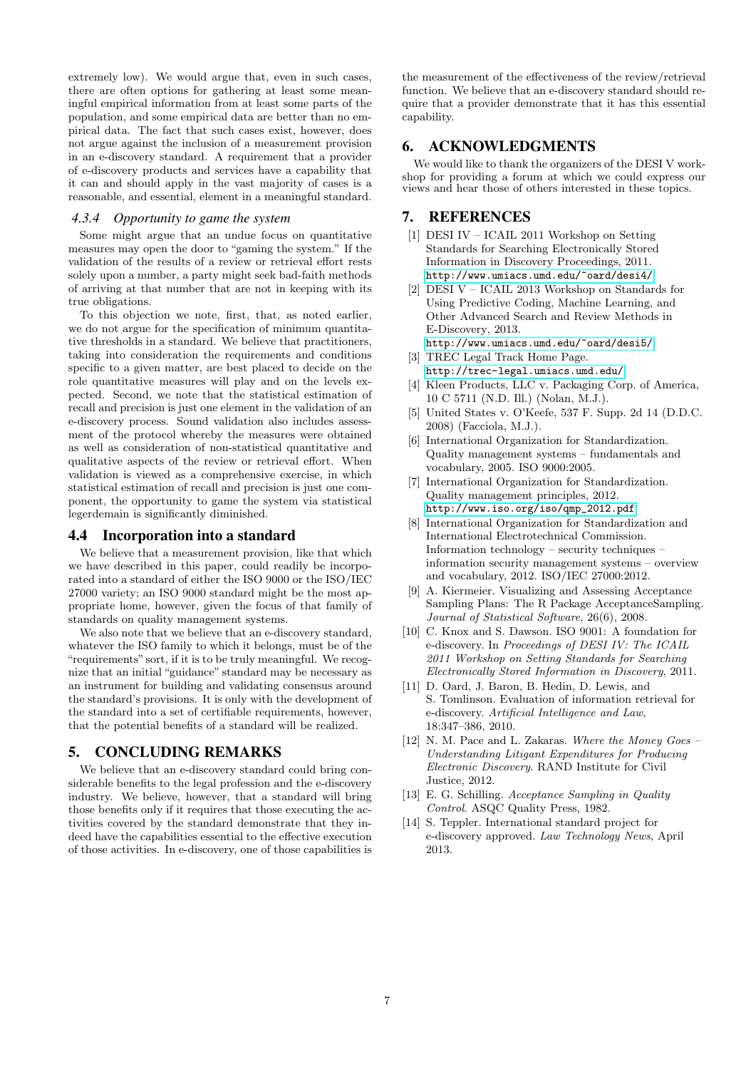extremely low). We would argue that, even in such cases, there are often options for gathering at least some meaningful empirical information from at least some parts of the population, and some empirical data are better than no empirical data. The fact that such cases exist, however, does not argue against the inclusion of a measurement provision in an e-discovery standard. A requirement that a provider of e-discovery products and services have a capability that it can and should apply in the vast majority of cases is a reasonable, and essential, element in a meaningful standard.

#### 4.3.4 Opportunity to game the system

Some might argue that an undue focus on quantitative measures may open the door to "gaming the system." If the validation of the results of a review or retrieval effort rests solely upon a number, a party might seek bad-faith methods of arriving at that number that are not in keeping with its true obligations.

To this objection we note, first, that, as noted earlier, we do not argue for the specification of minimum quantitative thresholds in a standard. We believe that practitioners, taking into consideration the requirements and conditions specific to a given matter, are best placed to decide on the role quantitative measures will play and on the levels expected. Second, we note that the statistical estimation of recall and precision is just one element in the validation of an e-discovery process. Sound validation also includes assessment of the protocol whereby the measures were obtained as well as consideration of non-statistical quantitative and qualitative aspects of the review or retrieval effort. When validation is viewed as a comprehensive exercise, in which statistical estimation of recall and precision is just one component, the opportunity to game the system via statistical legerdemain is significantly diminished.

### 4.4 Incorporation into a standard

We believe that a measurement provision, like that which we have described in this paper, could readily be incorporated into a standard of either the ISO 9000 or the ISO/IEC 27000 variety; an ISO 9000 standard might be the most appropriate home, however, given the focus of that family of standards on quality management systems.

We also note that we believe that an e-discovery standard, whatever the ISO family to which it belongs, must be of the "requirements" sort, if it is to be truly meaningful. We recognize that an initial "guidance" standard may be necessary as an instrument for building and validating consensus around the standard's provisions. It is only with the development of the standard into a set of certifiable requirements, however, that the potential benefits of a standard will be realized.

## 5. CONCLUDING REMARKS

We believe that an e-discovery standard could bring considerable benefits to the legal profession and the e-discovery industry. We believe, however, that a standard will bring those benefits only if it requires that those executing the activities covered by the standard demonstrate that they indeed have the capabilities essential to the effective execution of those activities. In e-discovery, one of those capabilities is the measurement of the effectiveness of the review/retrieval function. We believe that an e-discovery standard should require that a provider demonstrate that it has this essential capability.

## 6. ACKNOWLEDGMENTS

We would like to thank the organizers of the DESI V workshop for providing a forum at which we could express our views and hear those of others interested in these topics.

## 7. REFERENCES

[1] DESI IV – ICAIL 2011 Workshop on Setting Standards for Searching Electronically Stored Information in Discovery Proceedings, 2011. http://www.umiacs.umd.edu/~oard/desi4/

[2] DESI V – ICAIL 2013 Workshop on Standards for Using Predictive Coding, Machine Learning, and Other Advanced Search and Review Methods in E-Discovery, 2013. http://www.umiacs.umd.edu/~oard/desi5/

[3] TREC Legal Track Home Page. http://trec-legal.umiacs.umd.edu/

[4] Kleen Products, LLC v. Packaging Corp. of America, 10 C 5711 (N.D. Ill.) (Nolan, M.J.).

[5] United States v. O'Keefe, 537 F. Supp. 2d 14 (D.D.C. 2008) (Facciola, M.J.).

[6] International Organization for Standardization. Quality management systems – fundamentals and vocabulary, 2005. ISO 9000:2005.

[7] International Organization for Standardization. Quality management principles, 2012. http://www.iso.org/iso/qmp_2012.pdf

[8] International Organization for Standardization and International Electrotechnical Commission. Information technology – security techniques – information security management systems – overview and vocabulary, 2012. ISO/IEC 27000:2012.

[9] A. Kiermeier. Visualizing and Assessing Acceptance Sampling Plans: The R Package AcceptanceSampling. *Journal of Statistical Software*, 26(6), 2008.

[10] C. Knox and S. Dawson. ISO 9001: A foundation for e-discovery. In *Proceedings of DESI IV: The ICAIL 2011 Workshop on Setting Standards for Searching Electronically Stored Information in Discovery*, 2011.

[11] D. Oard, J. Baron, B. Hedin, D. Lewis, and S. Tomlinson. Evaluation of information retrieval for e-discovery. *Artificial Intelligence and Law*, 18:347–386, 2010.

[12] N. M. Pace and L. Zakaras. *Where the Money Goes – Understanding Litigant Expenditures for Producing Electronic Discovery*. RAND Institute for Civil Justice, 2012.

[13] E. G. Schilling. *Acceptance Sampling in Quality Control*. ASQC Quality Press, 1982.

[14] S. Teppler. International standard project for e-discovery approved. *Law Technology News*, April 2013.